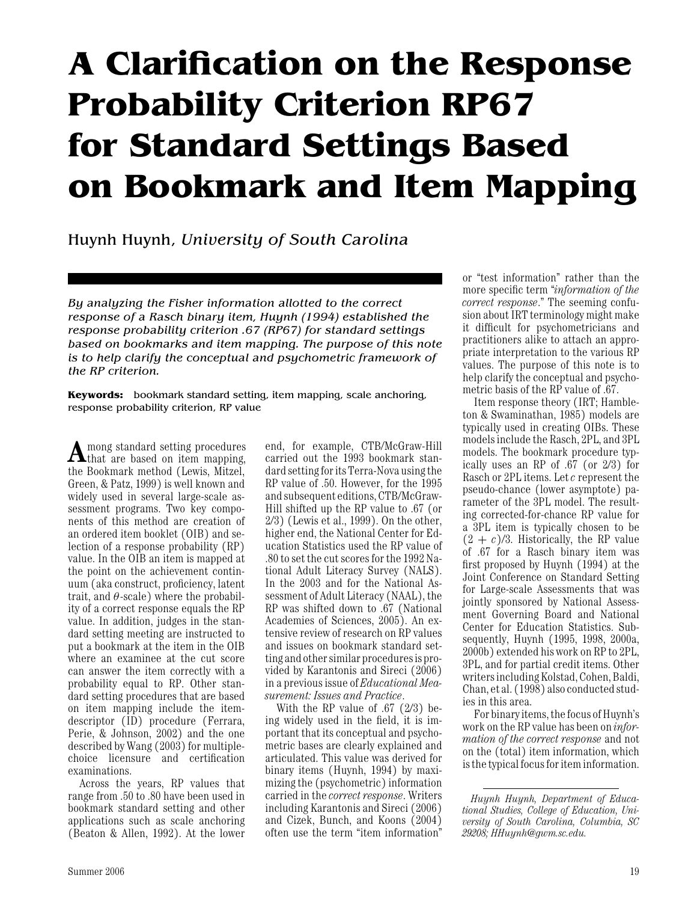# A Clarification on the Response Probability Criterion RP67 for Standard Settings Based on Bookmark and Item Mapping

Huynh Huynh, *University of South Carolina*

*By analyzing the Fisher information allotted to the correct response of a Rasch binary item, Huynh (1994) established the response probability criterion .67 (RP67) for standard settings based on bookmarks and item mapping. The purpose of this note is to help clarify the conceptual and psychometric framework of the RP criterion.*

**Keywords:** bookmark standard setting, item mapping, scale anchoring, response probability criterion, RP value

Among standard setting procedures that are based on item mapping, the Bookmark method (Lewis, Mitzel, Green, & Patz, 1999) is well known and widely used in several large-scale assessment programs. Two key components of this method are creation of an ordered item booklet (OIB) and selection of a response probability (RP) value. In the OIB an item is mapped at the point on the achievement continuum (aka construct, proficiency, latent trait, and $\theta$-scale) where the probability of a correct response equals the RP value. In addition, judges in the standard setting meeting are instructed to put a bookmark at the item in the OIB where an examinee at the cut score can answer the item correctly with a probability equal to RP. Other standard setting procedures that are based on item mapping include the item-descriptor (ID) procedure (Ferrara, Perie, & Johnson, 2002) and the one described by Wang (2003) for multiple-choice licensure and certification examinations.

Across the years, RP values that range from .50 to .80 have been used in bookmark standard setting and other applications such as scale anchoring (Beaton & Allen, 1992). At the lower end, for example, CTB/McGraw-Hill carried out the 1993 bookmark standard setting for its Terra-Nova using the RP value of .50. However, for the 1995 and subsequent editions, CTB/McGraw-Hill shifted up the RP value to .67 (or 2/3) (Lewis et al., 1999). On the other, higher end, the National Center for Education Statistics used the RP value of .80 to set the cut scores for the 1992 National Adult Literacy Survey (NALS). In the 2003 and for the National Assessment of Adult Literacy (NAAL), the RP was shifted down to .67 (National Academies of Sciences, 2005). An extensive review of research on RP values and issues on bookmark standard setting and other similar procedures is provided by Karantonis and Sireci (2006) in a previous issue of *Educational Measurement: Issues and Practice*.

With the RP value of .67 (2/3) being widely used in the field, it is important that its conceptual and psychometric bases are clearly explained and articulated. This value was derived for binary items (Huynh, 1994) by maximizing the (psychometric) information carried in the *correct response*. Writers including Karantonis and Sireci (2006) and Cizek, Bunch, and Koons (2004) often use the term "item information" or "test information" rather than the more specific term "*information of the correct response*." The seeming confusion about IRT terminology might make it difficult for psychometricians and practitioners alike to attach an appropriate interpretation to the various RP values. The purpose of this note is to help clarify the conceptual and psychometric basis of the RP value of .67.

Item response theory (IRT; Hambleton & Swaminathan, 1985) models are typically used in creating OIBs. These models include the Rasch, 2PL, and 3PL models. The bookmark procedure typically uses an RP of .67 (or 2/3) for Rasch or 2PL items. Let $c$ represent the pseudo-chance (lower asymptote) parameter of the 3PL model. The resulting corrected-for-chance RP value for a 3PL item is typically chosen to be $(2 + c)/3$. Historically, the RP value of .67 for a Rasch binary item was first proposed by Huynh (1994) at the Joint Conference on Standard Setting for Large-scale Assessments that was jointly sponsored by National Assessment Governing Board and National Center for Education Statistics. Subsequently, Huynh (1995, 1998, 2000a, 2000b) extended his work on RP to 2PL, 3PL, and for partial credit items. Other writers including Kolstad, Cohen, Baldi, Chan, et al. (1998) also conducted studies in this area.

For binary items, the focus of Huynh's work on the RP value has been on *information of the correct response* and not on the (total) item information, which is the typical focus for item information.

*Huynh Huynh, Department of Educational Studies, College of Education, University of South Carolina, Columbia, SC 29208; HHuynh@gwm.sc.edu.*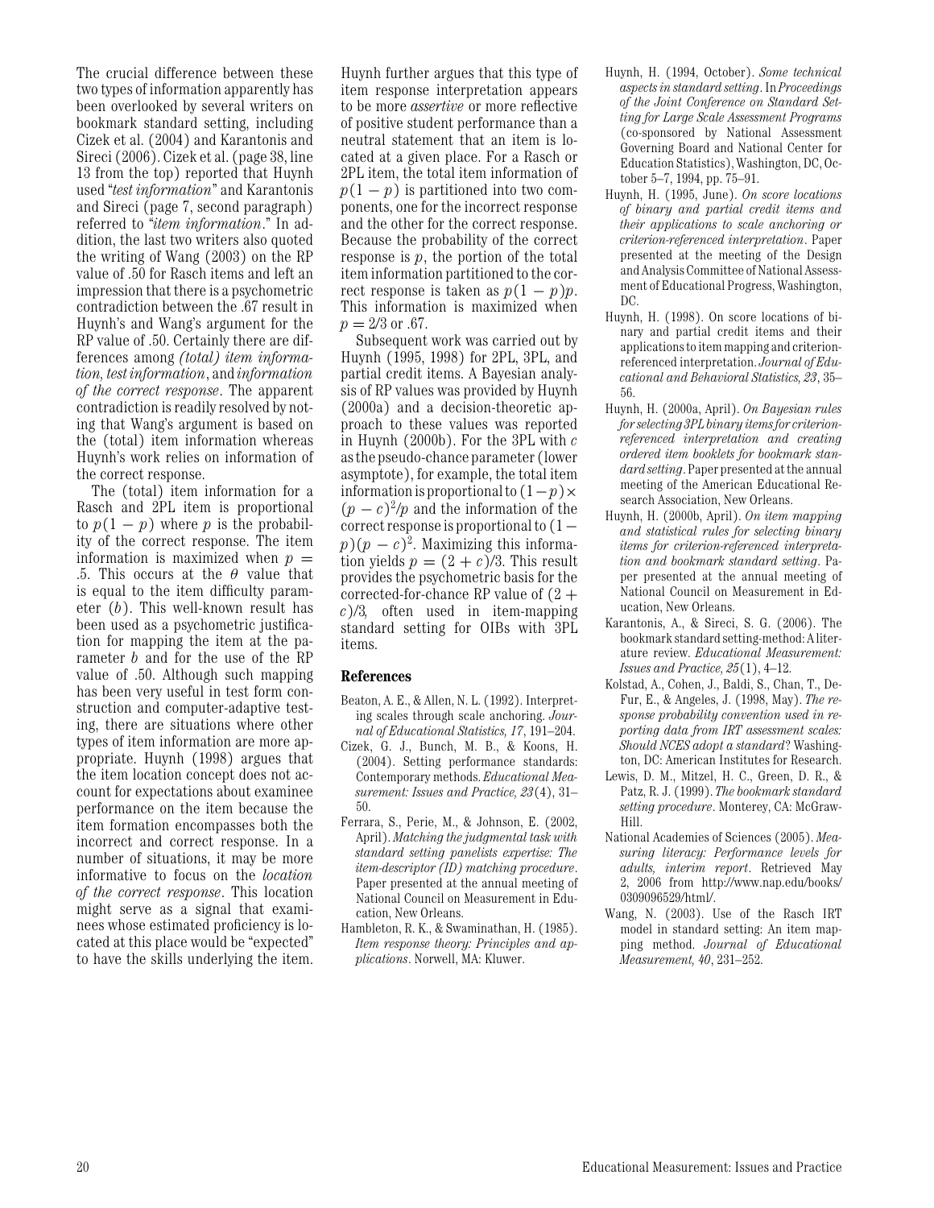The crucial difference between these two types of information apparently has been overlooked by several writers on bookmark standard setting, including Cizek et al. (2004) and Karantonis and Sireci (2006). Cizek et al. (page 38, line 13 from the top) reported that Huynh used "*test information*" and Karantonis and Sireci (page 7, second paragraph) referred to "*item information*." In addition, the last two writers also quoted the writing of Wang (2003) on the RP value of .50 for Rasch items and left an impression that there is a psychometric contradiction between the .67 result in Huynh's and Wang's argument for the RP value of .50. Certainly there are differences among *(total) item information*, *test information*, and *information of the correct response*. The apparent contradiction is readily resolved by noting that Wang's argument is based on the (total) item information whereas Huynh's work relies on information of the correct response.

The (total) item information for a Rasch and 2PL item is proportional to $p(1-p)$ where $p$ is the probability of the correct response. The item information is maximized when $p = .5$. This occurs at the $\theta$ value that is equal to the item difficulty parameter ($b$). This well-known result has been used as a psychometric justification for mapping the item at the parameter $b$ and for the use of the RP value of .50. Although such mapping has been very useful in test form construction and computer-adaptive testing, there are situations where other types of item information are more appropriate. Huynh (1998) argues that the item location concept does not account for expectations about examinee performance on the item because the item formation encompasses both the incorrect and correct response. In a number of situations, it may be more informative to focus on the *location of the correct response*. This location might serve as a signal that examinees whose estimated proficiency is located at this place would be "expected" to have the skills underlying the item. Huynh further argues that this type of item response interpretation appears to be more *assertive* or more reflective of positive student performance than a neutral statement that an item is located at a given place. For a Rasch or 2PL item, the total item information of $p(1-p)$ is partitioned into two components, one for the incorrect response and the other for the correct response. Because the probability of the correct response is $p$, the portion of the total item information partitioned to the correct response is taken as $p(1-p)p$. This information is maximized when $p = 2/3$ or .67.

Subsequent work was carried out by Huynh (1995, 1998) for 2PL, 3PL, and partial credit items. A Bayesian analysis of RP values was provided by Huynh (2000a) and a decision-theoretic approach to these values was reported in Huynh (2000b). For the 3PL with $c$ as the pseudo-chance parameter (lower asymptote), for example, the total item information is proportional to $(1-p) \times (p-c)^2/p$ and the information of the correct response is proportional to $(1-p)(p-c)^2$. Maximizing this information yields $p = (2+c)/3$. This result provides the psychometric basis for the corrected-for-chance RP value of $(2+c)/3$, often used in item-mapping standard setting for OIBs with 3PL items.

## References

Beaton, A. E., & Allen, N. L. (1992). Interpreting scales through scale anchoring. *Journal of Educational Statistics, 17*, 191–204.

Cizek, G. J., Bunch, M. B., & Koons, H. (2004). Setting performance standards: Contemporary methods. *Educational Measurement: Issues and Practice, 23*(4), 31–50.

Ferrara, S., Perie, M., & Johnson, E. (2002, April). *Matching the judgmental task with standard setting panelists expertise: The item-descriptor (ID) matching procedure*. Paper presented at the annual meeting of National Council on Measurement in Education, New Orleans.

Hambleton, R. K., & Swaminathan, H. (1985). *Item response theory: Principles and applications*. Norwell, MA: Kluwer.

Huynh, H. (1994, October). *Some technical aspects in standard setting*. In *Proceedings of the Joint Conference on Standard Setting for Large Scale Assessment Programs* (co-sponsored by National Assessment Governing Board and National Center for Education Statistics), Washington, DC, October 5–7, 1994, pp. 75–91.

Huynh, H. (1995, June). *On score locations of binary and partial credit items and their applications to scale anchoring or criterion-referenced interpretation*. Paper presented at the meeting of the Design and Analysis Committee of National Assessment of Educational Progress, Washington, DC.

Huynh, H. (1998). On score locations of binary and partial credit items and their applications to item mapping and criterion-referenced interpretation. *Journal of Educational and Behavioral Statistics, 23*, 35–56.

Huynh, H. (2000a, April). *On Bayesian rules for selecting 3PL binary items for criterion-referenced interpretation and creating ordered item booklets for bookmark standard setting*. Paper presented at the annual meeting of the American Educational Research Association, New Orleans.

Huynh, H. (2000b, April). *On item mapping and statistical rules for selecting binary items for criterion-referenced interpretation and bookmark standard setting*. Paper presented at the annual meeting of National Council on Measurement in Education, New Orleans.

Karantonis, A., & Sireci, S. G. (2006). The bookmark standard setting-method: A literature review. *Educational Measurement: Issues and Practice, 25*(1), 4–12.

Kolstad, A., Cohen, J., Baldi, S., Chan, T., DeFur, E., & Angeles, J. (1998, May). *The response probability convention used in reporting data from IRT assessment scales: Should NCES adopt a standard?* Washington, DC: American Institutes for Research.

Lewis, D. M., Mitzel, H. C., Green, D. R., & Patz, R. J. (1999). *The bookmark standard setting procedure*. Monterey, CA: McGraw-Hill.

National Academies of Sciences (2005). *Measuring literacy: Performance levels for adults, interim report*. Retrieved May 2, 2006 from http://www.nap.edu/books/0309096529/html/.

Wang, N. (2003). Use of the Rasch IRT model in standard setting: An item mapping method. *Journal of Educational Measurement, 40*, 231–252.